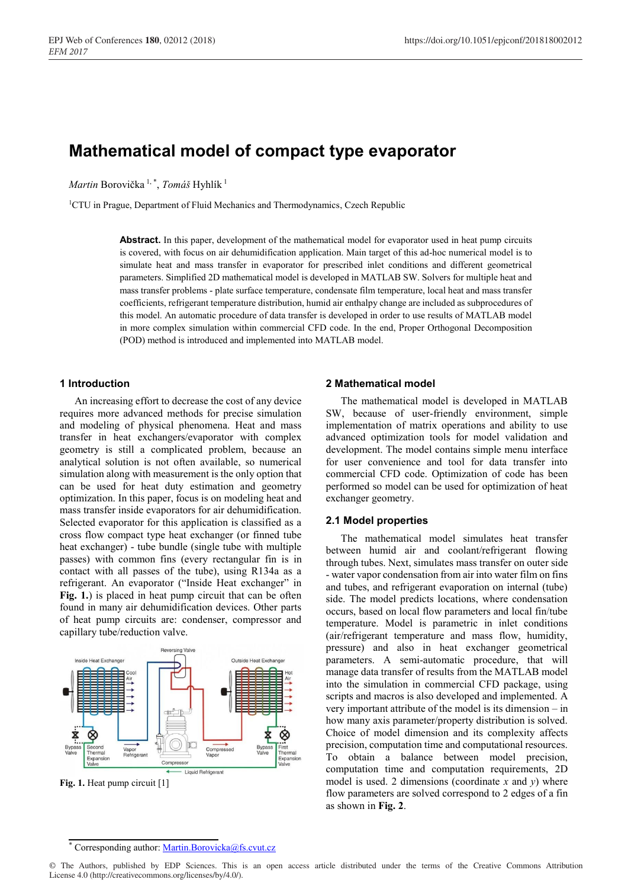// no image was detected, skip figure text but include caption
# Mathematical model of compact type evaporator

*Martin* Borovička [1,*], *Tomáš* Hyhlík [1]

[1]CTU in Prague, Department of Fluid Mechanics and Thermodynamics, Czech Republic

**Abstract.** In this paper, development of the mathematical model for evaporator used in heat pump circuits is covered, with focus on air dehumidification application. Main target of this ad-hoc numerical model is to simulate heat and mass transfer in evaporator for prescribed inlet conditions and different geometrical parameters. Simplified 2D mathematical model is developed in MATLAB SW. Solvers for multiple heat and mass transfer problems - plate surface temperature, condensate film temperature, local heat and mass transfer coefficients, refrigerant temperature distribution, humid air enthalpy change are included as subprocedures of this model. An automatic procedure of data transfer is developed in order to use results of MATLAB model in more complex simulation within commercial CFD code. In the end, Proper Orthogonal Decomposition (POD) method is introduced and implemented into MATLAB model.

## 1 Introduction

An increasing effort to decrease the cost of any device requires more advanced methods for precise simulation and modeling of physical phenomena. Heat and mass transfer in heat exchangers/evaporator with complex geometry is still a complicated problem, because an analytical solution is not often available, so numerical simulation along with measurement is the only option that can be used for heat duty estimation and geometry optimization. In this paper, focus is on modeling heat and mass transfer inside evaporators for air dehumidification. Selected evaporator for this application is classified as a cross flow compact type heat exchanger (or finned tube heat exchanger) - tube bundle (single tube with multiple passes) with common fins (every rectangular fin is in contact with all passes of the tube), using R134a as a refrigerant. An evaporator ("Inside Heat exchanger" in **Fig. 1.**) is placed in heat pump circuit that can be often found in many air dehumidification devices. Other parts of heat pump circuits are: condenser, compressor and capillary tube/reduction valve.

**Fig. 1.** Heat pump circuit [1]

## 2 Mathematical model

The mathematical model is developed in MATLAB SW, because of user-friendly environment, simple implementation of matrix operations and ability to use advanced optimization tools for model validation and development. The model contains simple menu interface for user convenience and tool for data transfer into commercial CFD code. Optimization of code has been performed so model can be used for optimization of heat exchanger geometry.

### 2.1 Model properties

The mathematical model simulates heat transfer between humid air and coolant/refrigerant flowing through tubes. Next, simulates mass transfer on outer side - water vapor condensation from air into water film on fins and tubes, and refrigerant evaporation on internal (tube) side. The model predicts locations, where condensation occurs, based on local flow parameters and local fin/tube temperature. Model is parametric in inlet conditions (air/refrigerant temperature and mass flow, humidity, pressure) and also in heat exchanger geometrical parameters. A semi-automatic procedure, that will manage data transfer of results from the MATLAB model into the simulation in commercial CFD package, using scripts and macros is also developed and implemented. A very important attribute of the model is its dimension – in how many axis parameter/property distribution is solved. Choice of model dimension and its complexity affects precision, computation time and computational resources. To obtain a balance between model precision, computation time and computation requirements, 2D model is used. 2 dimensions (coordinate $x$ and $y$) where flow parameters are solved correspond to 2 edges of a fin as shown in **Fig. 2**.

[*] Corresponding author: Martin.Borovicka@fs.cvut.cz

© The Authors, published by EDP Sciences. This is an open access article distributed under the terms of the Creative Commons Attribution License 4.0 (http://creativecommons.org/licenses/by/4.0/).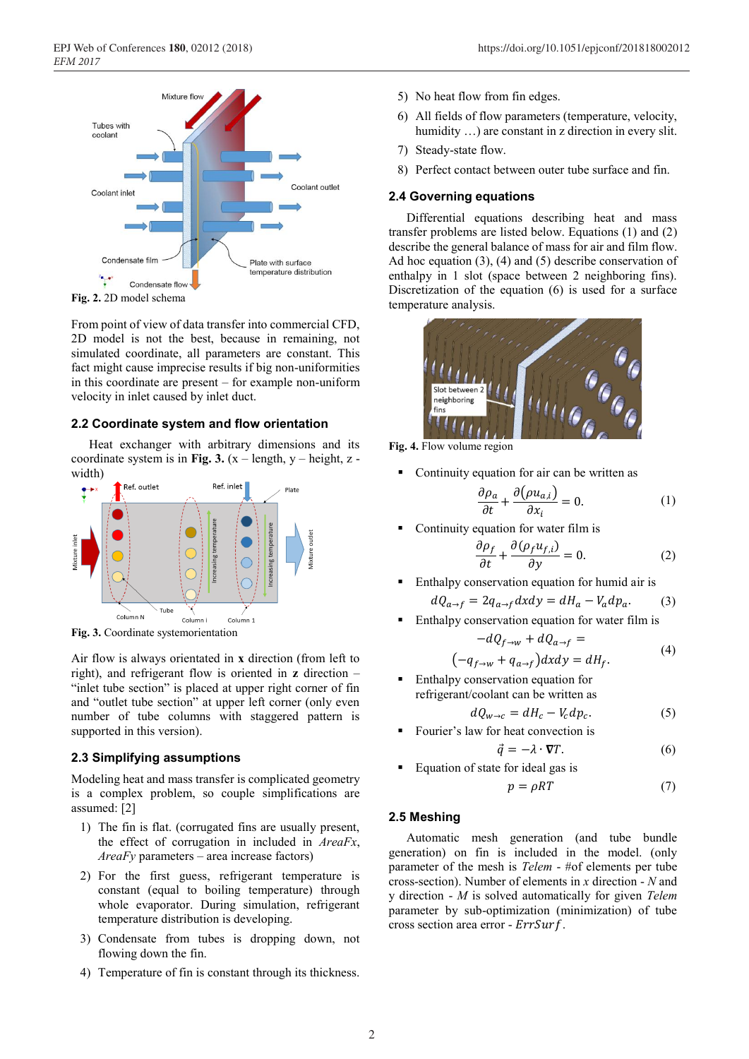Fig. 2. 2D model schema

From point of view of data transfer into commercial CFD, 2D model is not the best, because in remaining, not simulated coordinate, all parameters are constant. This fact might cause imprecise results if big non-uniformities in this coordinate are present – for example non-uniform velocity in inlet caused by inlet duct.

## 2.2 Coordinate system and flow orientation

Heat exchanger with arbitrary dimensions and its coordinate system is in **Fig. 3.** (x – length, y – height, z - width)

Fig. 3. Coordinate systemorientation

Air flow is always orientated in **x** direction (from left to right), and refrigerant flow is oriented in **z** direction – "inlet tube section" is placed at upper right corner of fin and "outlet tube section" at upper left corner (only even number of tube columns with staggered pattern is supported in this version).

## 2.3 Simplifying assumptions

Modeling heat and mass transfer is complicated geometry is a complex problem, so couple simplifications are assumed: [2]

1) The fin is flat. (corrugated fins are usually present, the effect of corrugation in included in *AreaFx*, *AreaFy* parameters – area increase factors)
2) For the first guess, refrigerant temperature is constant (equal to boiling temperature) through whole evaporator. During simulation, refrigerant temperature distribution is developing.
3) Condensate from tubes is dropping down, not flowing down the fin.
4) Temperature of fin is constant through its thickness.
5) No heat flow from fin edges.
6) All fields of flow parameters (temperature, velocity, humidity …) are constant in z direction in every slit.
7) Steady-state flow.
8) Perfect contact between outer tube surface and fin.

## 2.4 Governing equations

Differential equations describing heat and mass transfer problems are listed below. Equations (1) and (2) describe the general balance of mass for air and film flow. Ad hoc equation (3), (4) and (5) describe conservation of enthalpy in 1 slot (space between 2 neighboring fins). Discretization of the equation (6) is used for a surface temperature analysis.

Fig. 4. Flow volume region

- Continuity equation for air can be written as

$$\frac{\partial \rho_a}{\partial t} + \frac{\partial (\rho u_{a,i})}{\partial x_i} = 0. \tag{1}$$

- Continuity equation for water film is

$$\frac{\partial \rho_f}{\partial t} + \frac{\partial (\rho_f u_{f,i})}{\partial y} = 0. \tag{2}$$

- Enthalpy conservation equation for humid air is

$$dQ_{a\to f} = 2q_{a\to f}\,dxdy = dH_a - V_a dp_a. \tag{3}$$

- Enthalpy conservation equation for water film is

$$-dQ_{f\to w} + dQ_{a\to f} = \left(-q_{f\to w} + q_{a\to f}\right)dxdy = dH_f. \tag{4}$$

- Enthalpy conservation equation for refrigerant/coolant can be written as

$$dQ_{w\to c} = dH_c - V_c dp_c. \tag{5}$$

- Fourier's law for heat convection is

$$\vec{q} = -\lambda \cdot \nabla T. \tag{6}$$

- Equation of state for ideal gas is

$$p = \rho R T \tag{7}$$

## 2.5 Meshing

Automatic mesh generation (and tube bundle generation) on fin is included in the model. (only parameter of the mesh is *Telem* - #of elements per tube cross-section). Number of elements in *x* direction - *N* and y direction - *M* is solved automatically for given *Telem* parameter by sub-optimization (minimization) of tube cross section area error - *ErrSurf*.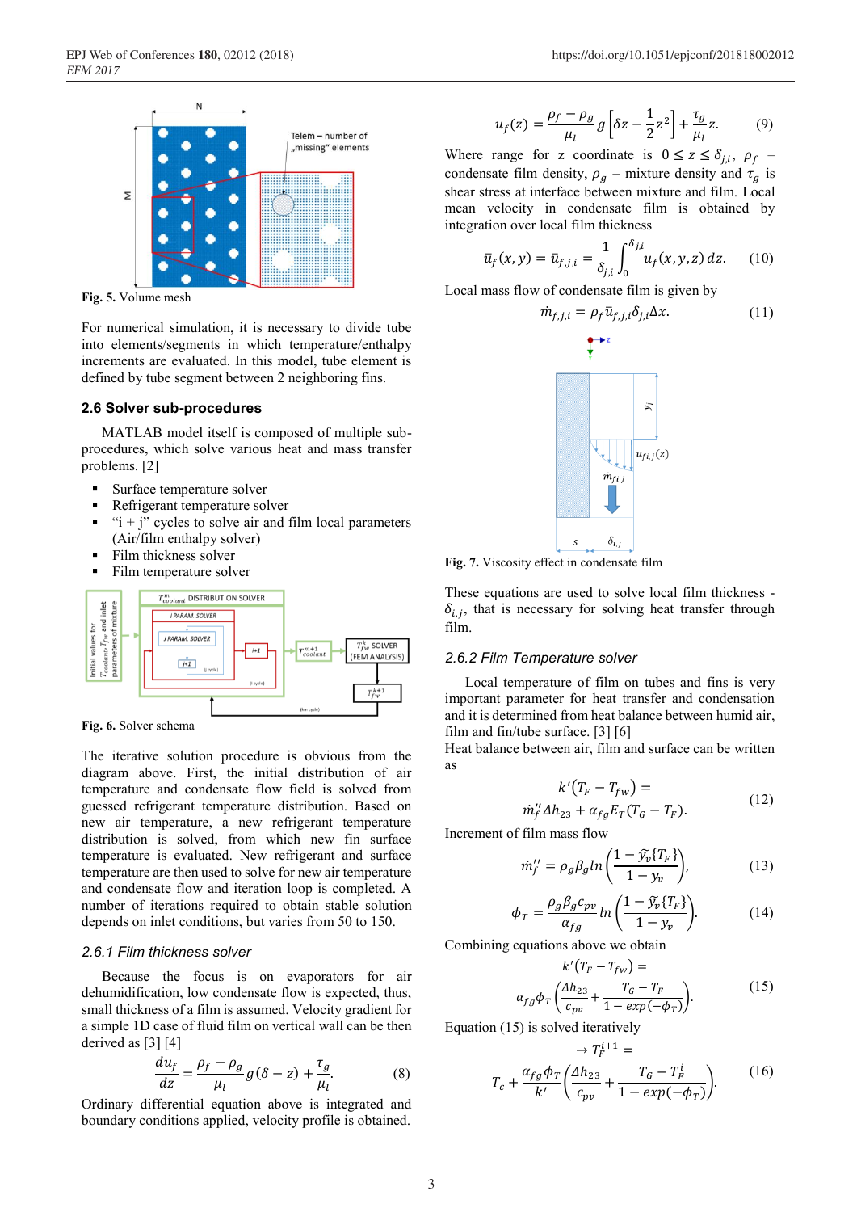Fig. 5. Volume mesh

For numerical simulation, it is necessary to divide tube into elements/segments in which temperature/enthalpy increments are evaluated. In this model, tube element is defined by tube segment between 2 neighboring fins.

### 2.6 Solver sub-procedures

MATLAB model itself is composed of multiple sub-procedures, which solve various heat and mass transfer problems. [2]

- Surface temperature solver
- Refrigerant temperature solver
- "i + j" cycles to solve air and film local parameters (Air/film enthalpy solver)
- Film thickness solver
- Film temperature solver

Fig. 6. Solver schema

The iterative solution procedure is obvious from the diagram above. First, the initial distribution of air temperature and condensate flow field is solved from guessed refrigerant temperature distribution. Based on new air temperature, a new refrigerant temperature distribution is solved, from which new fin surface temperature is evaluated. New refrigerant and surface temperature are then used to solve for new air temperature and condensate flow and iteration loop is completed. A number of iterations required to obtain stable solution depends on inlet conditions, but varies from 50 to 150.

#### 2.6.1 Film thickness solver

Because the focus is on evaporators for air dehumidification, low condensate flow is expected, thus, small thickness of a film is assumed. Velocity gradient for a simple 1D case of fluid film on vertical wall can be then derived as [3] [4]

$$\frac{du_f}{dz} = \frac{\rho_f - \rho_g}{\mu_l} g(\delta - z) + \frac{\tau_g}{\mu_l}. \tag{8}$$

Ordinary differential equation above is integrated and boundary conditions applied, velocity profile is obtained.

$$u_f(z) = \frac{\rho_f - \rho_g}{\mu_l} g\left[\delta z - \frac{1}{2}z^2\right] + \frac{\tau_g}{\mu_l} z. \tag{9}$$

Where range for $z$ coordinate is $0 \leq z \leq \delta_{j,i}$, $\rho_f$ – condensate film density, $\rho_g$ – mixture density and $\tau_g$ is shear stress at interface between mixture and film. Local mean velocity in condensate film is obtained by integration over local film thickness

$$\bar{u}_f(x, y) = \bar{u}_{f,j,i} = \frac{1}{\delta_{j,i}} \int_0^{\delta_{j,i}} u_f(x, y, z)\, dz. \tag{10}$$

Local mass flow of condensate film is given by

$$\dot{m}_{f,j,i} = \rho_f \bar{u}_{f,j,i} \delta_{j,i} \Delta x. \tag{11}$$

Fig. 7. Viscosity effect in condensate film

These equations are used to solve local film thickness - $\delta_{i,j}$, that is necessary for solving heat transfer through film.

#### 2.6.2 Film Temperature solver

Local temperature of film on tubes and fins is very important parameter for heat transfer and condensation and it is determined from heat balance between humid air, film and fin/tube surface. [3] [6]

Heat balance between air, film and surface can be written as

$$k'(T_F - T_{fw}) = \dot{m}_f'' \Delta h_{23} + \alpha_{fg} E_T (T_G - T_F). \tag{12}$$

Increment of film mass flow

$$\dot{m}_f'' = \rho_g \beta_g ln\left(\frac{1 - \tilde{y}_v\{T_F\}}{1 - y_v}\right), \tag{13}$$

$$\phi_T = \frac{\rho_g \beta_g c_{pv}}{\alpha_{fg}} ln\left(\frac{1 - \tilde{y}_v\{T_F\}}{1 - y_v}\right). \tag{14}$$

Combining equations above we obtain

$$k'(T_F - T_{fw}) = \alpha_{fg}\phi_T\left(\frac{\Delta h_{23}}{c_{pv}} + \frac{T_G - T_F}{1 - exp(-\phi_T)}\right). \tag{15}$$

Equation (15) is solved iteratively

$$\rightarrow T_F^{i+1} = T_c + \frac{\alpha_{fg}\phi_T}{k'}\left(\frac{\Delta h_{23}}{c_{pv}} + \frac{T_G - T_F^i}{1 - exp(-\phi_T)}\right). \tag{16}$$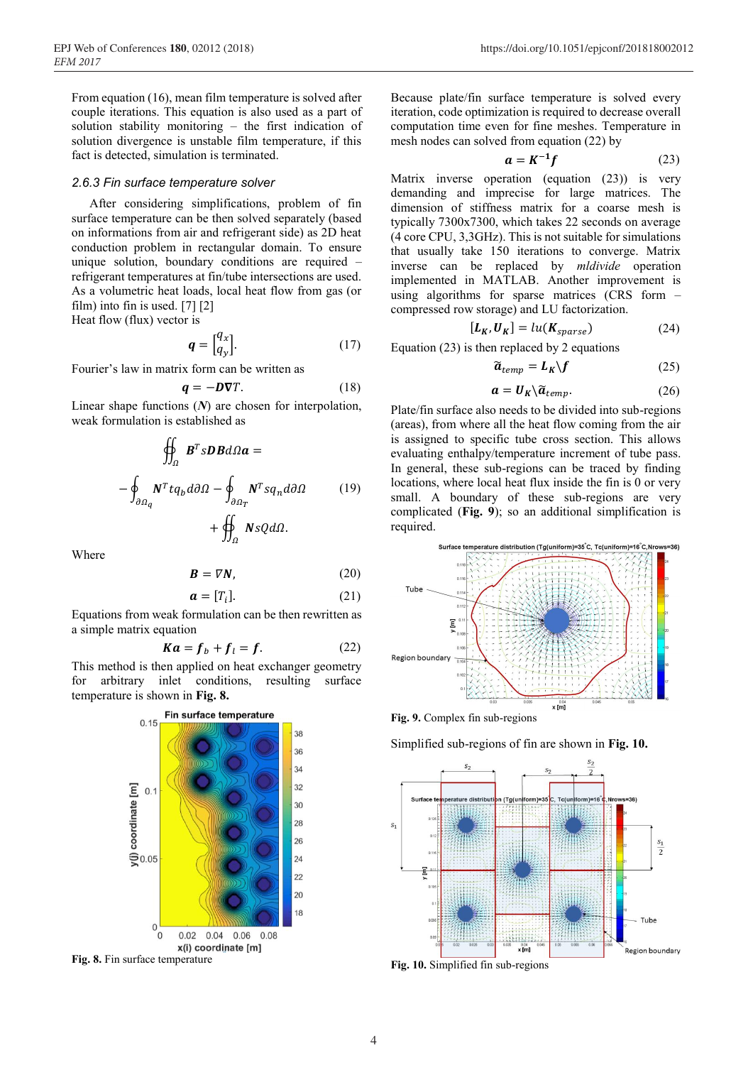From equation (16), mean film temperature is solved after couple iterations. This equation is also used as a part of solution stability monitoring – the first indication of solution divergence is unstable film temperature, if this fact is detected, simulation is terminated.

### 2.6.3 Fin surface temperature solver

After considering simplifications, problem of fin surface temperature can be then solved separately (based on informations from air and refrigerant side) as 2D heat conduction problem in rectangular domain. To ensure unique solution, boundary conditions are required – refrigerant temperatures at fin/tube intersections are used. As a volumetric heat loads, local heat flow from gas (or film) into fin is used. [7] [2]

Heat flow (flux) vector is

$$\boldsymbol{q} = \begin{bmatrix} q_x \\ q_y \end{bmatrix}. \tag{17}$$

Fourier's law in matrix form can be written as

$$\boldsymbol{q} = -\boldsymbol{D}\nabla T. \tag{18}$$

Linear shape functions ($\boldsymbol{N}$) are chosen for interpolation, weak formulation is established as

$$\oiint_{\Omega} \boldsymbol{B}^T s \boldsymbol{D} \boldsymbol{B} d\Omega \boldsymbol{a} = -\oint_{\partial\Omega_q} \boldsymbol{N}^T t q_b d\partial\Omega - \oint_{\partial\Omega_T} \boldsymbol{N}^T s q_n d\partial\Omega + \oiint_{\Omega} \boldsymbol{N} s Q d\Omega. \tag{19}$$

Where

$$\boldsymbol{B} = \nabla \boldsymbol{N}, \tag{20}$$

$$\boldsymbol{a} = [T_i]. \tag{21}$$

Equations from weak formulation can be then rewritten as a simple matrix equation

$$\boldsymbol{K}\boldsymbol{a} = \boldsymbol{f}_b + \boldsymbol{f}_l = \boldsymbol{f}. \tag{22}$$

This method is then applied on heat exchanger geometry for arbitrary inlet conditions, resulting surface temperature is shown in **Fig. 8.**

**Fig. 8.** Fin surface temperature

Because plate/fin surface temperature is solved every iteration, code optimization is required to decrease overall computation time even for fine meshes. Temperature in mesh nodes can solved from equation (22) by

$$\boldsymbol{a} = \boldsymbol{K}^{-1}\boldsymbol{f} \tag{23}$$

Matrix inverse operation (equation (23)) is very demanding and imprecise for large matrices. The dimension of stiffness matrix for a coarse mesh is typically 7300x7300, which takes 22 seconds on average (4 core CPU, 3,3GHz). This is not suitable for simulations that usually take 150 iterations to converge. Matrix inverse can be replaced by *mldivide* operation implemented in MATLAB. Another improvement is using algorithms for sparse matrices (CRS form – compressed row storage) and LU factorization.

$$[\boldsymbol{L}_{\boldsymbol{K}}, \boldsymbol{U}_{\boldsymbol{K}}] = lu(\boldsymbol{K}_{sparse}) \tag{24}$$

Equation (23) is then replaced by 2 equations

$$\tilde{\boldsymbol{a}}_{temp} = \boldsymbol{L}_{\boldsymbol{K}} \backslash \boldsymbol{f} \tag{25}$$

$$\boldsymbol{a} = \boldsymbol{U}_{\boldsymbol{K}} \backslash \tilde{\boldsymbol{a}}_{temp}. \tag{26}$$

Plate/fin surface also needs to be divided into sub-regions (areas), from where all the heat flow coming from the air is assigned to specific tube cross section. This allows evaluating enthalpy/temperature increment of tube pass. In general, these sub-regions can be traced by finding locations, where local heat flux inside the fin is 0 or very small. A boundary of these sub-regions are very complicated (**Fig. 9**); so an additional simplification is required.

**Fig. 9.** Complex fin sub-regions

Simplified sub-regions of fin are shown in **Fig. 10.**

**Fig. 10.** Simplified fin sub-regions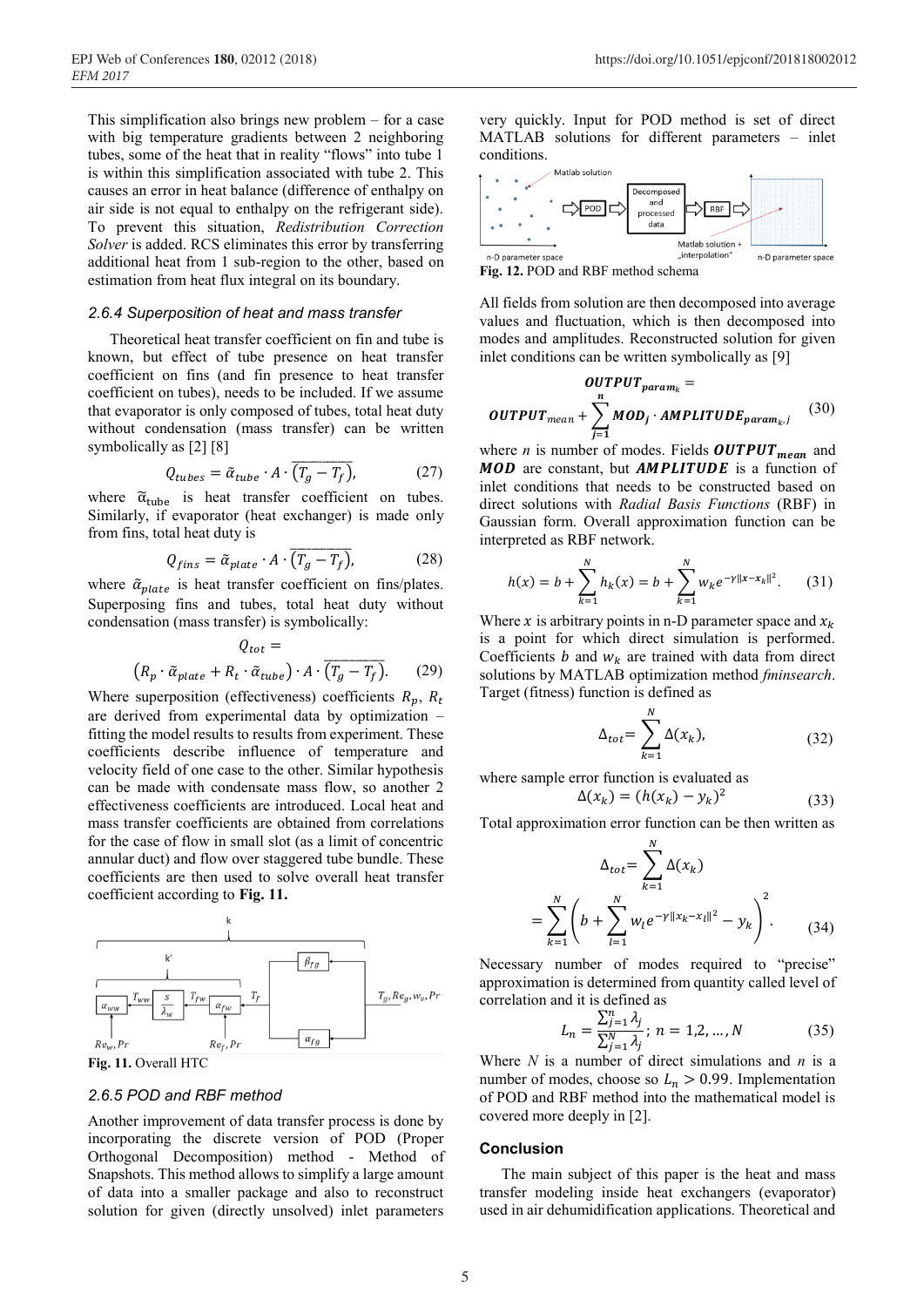This simplification also brings new problem – for a case with big temperature gradients between 2 neighboring tubes, some of the heat that in reality "flows" into tube 1 is within this simplification associated with tube 2. This causes an error in heat balance (difference of enthalpy on air side is not equal to enthalpy on the refrigerant side). To prevent this situation, *Redistribution Correction Solver* is added. RCS eliminates this error by transferring additional heat from 1 sub-region to the other, based on estimation from heat flux integral on its boundary.

### 2.6.4 Superposition of heat and mass transfer

Theoretical heat transfer coefficient on fin and tube is known, but effect of tube presence on heat transfer coefficient on fins (and fin presence to heat transfer coefficient on tubes), needs to be included. If we assume that evaporator is only composed of tubes, total heat duty without condensation (mass transfer) can be written symbolically as [2] [8]

$$Q_{tubes} = \tilde{\alpha}_{tube} \cdot A \cdot \overline{(T_g - T_f)}, \tag{27}$$

where $\tilde{\alpha}_{tube}$ is heat transfer coefficient on tubes. Similarly, if evaporator (heat exchanger) is made only from fins, total heat duty is

$$Q_{fins} = \tilde{\alpha}_{plate} \cdot A \cdot \overline{(T_g - T_f)}, \tag{28}$$

where $\tilde{\alpha}_{plate}$ is heat transfer coefficient on fins/plates. Superposing fins and tubes, total heat duty without condensation (mass transfer) is symbolically:

$$Q_{tot} = \left(R_p \cdot \tilde{\alpha}_{plate} + R_t \cdot \tilde{\alpha}_{tube}\right) \cdot A \cdot \overline{(T_g - T_f)}. \tag{29}$$

Where superposition (effectiveness) coefficients $R_p$, $R_t$ are derived from experimental data by optimization – fitting the model results to results from experiment. These coefficients describe influence of temperature and velocity field of one case to the other. Similar hypothesis can be made with condensate mass flow, so another 2 effectiveness coefficients are introduced. Local heat and mass transfer coefficients are obtained from correlations for the case of flow in small slot (as a limit of concentric annular duct) and flow over staggered tube bundle. These coefficients are then used to solve overall heat transfer coefficient according to **Fig. 11.**

**Fig. 11.** Overall HTC

### 2.6.5 POD and RBF method

Another improvement of data transfer process is done by incorporating the discrete version of POD (Proper Orthogonal Decomposition) method - Method of Snapshots. This method allows to simplify a large amount of data into a smaller package and also to reconstruct solution for given (directly unsolved) inlet parameters very quickly. Input for POD method is set of direct MATLAB solutions for different parameters – inlet conditions.

**Fig. 12.** POD and RBF method schema

All fields from solution are then decomposed into average values and fluctuation, which is then decomposed into modes and amplitudes. Reconstructed solution for given inlet conditions can be written symbolically as [9]

$$\boldsymbol{OUTPUT}_{param_k} = \boldsymbol{OUTPUT}_{mean} + \sum_{j=1}^{n} \boldsymbol{MOD}_j \cdot \boldsymbol{AMPLITUDE}_{param_k,j} \tag{30}$$

where *n* is number of modes. Fields $\boldsymbol{OUTPUT_{mean}}$ and $\boldsymbol{MOD}$ are constant, but $\boldsymbol{AMPLITUDE}$ is a function of inlet conditions that needs to be constructed based on direct solutions with *Radial Basis Functions* (RBF) in Gaussian form. Overall approximation function can be interpreted as RBF network.

$$h(x) = b + \sum_{k=1}^{N} h_k(x) = b + \sum_{k=1}^{N} w_k e^{-\gamma\|x-x_k\|^2}. \tag{31}$$

Where $x$ is arbitrary points in n-D parameter space and $x_k$ is a point for which direct simulation is performed. Coefficients $b$ and $w_k$ are trained with data from direct solutions by MATLAB optimization method *fminsearch*. Target (fitness) function is defined as

$$\Delta_{tot} = \sum_{k=1}^{N} \Delta(x_k), \tag{32}$$

where sample error function is evaluated as

$$\Delta(x_k) = (h(x_k) - y_k)^2 \tag{33}$$

Total approximation error function can be then written as

$$\Delta_{tot} = \sum_{k=1}^{N} \Delta(x_k) = \sum_{k=1}^{N} \left( b + \sum_{l=1}^{N} w_l e^{-\gamma\|x_k - x_l\|^2} - y_k \right)^2. \tag{34}$$

Necessary number of modes required to "precise" approximation is determined from quantity called level of correlation and it is defined as

$$L_n = \frac{\sum_{j=1}^{n} \lambda_j}{\sum_{j=1}^{N} \lambda_j};\ n = 1,2,\ldots,N \tag{35}$$

Where *N* is a number of direct simulations and *n* is a number of modes, choose so $L_n > 0.99$. Implementation of POD and RBF method into the mathematical model is covered more deeply in [2].

## Conclusion

The main subject of this paper is the heat and mass transfer modeling inside heat exchangers (evaporator) used in air dehumidification applications. Theoretical and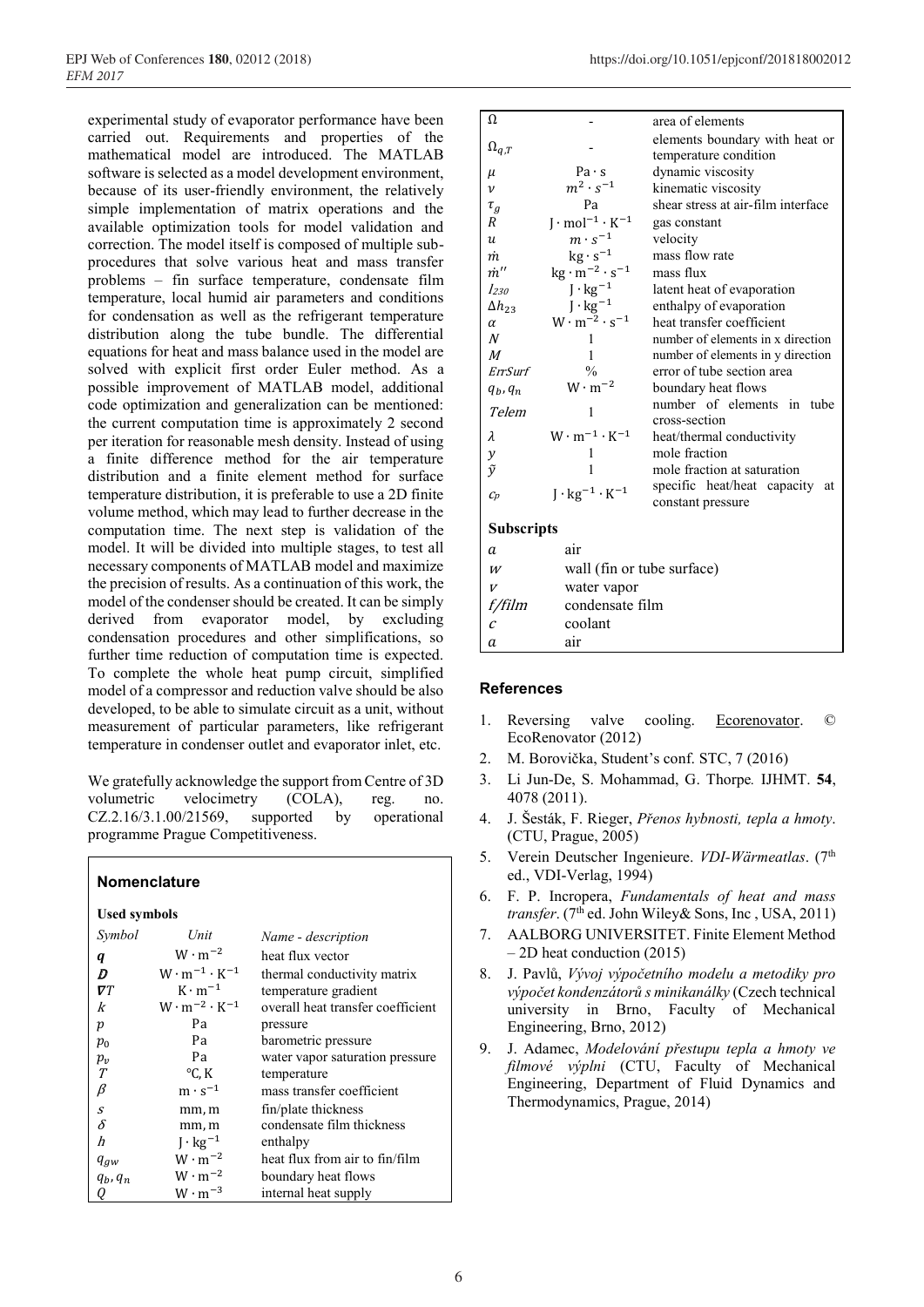experimental study of evaporator performance have been carried out. Requirements and properties of the mathematical model are introduced. The MATLAB software is selected as a model development environment, because of its user-friendly environment, the relatively simple implementation of matrix operations and the available optimization tools for model validation and correction. The model itself is composed of multiple sub-procedures that solve various heat and mass transfer problems – fin surface temperature, condensate film temperature, local humid air parameters and conditions for condensation as well as the refrigerant temperature distribution along the tube bundle. The differential equations for heat and mass balance used in the model are solved with explicit first order Euler method. As a possible improvement of MATLAB model, additional code optimization and generalization can be mentioned: the current computation time is approximately 2 second per iteration for reasonable mesh density. Instead of using a finite difference method for the air temperature distribution and a finite element method for surface temperature distribution, it is preferable to use a 2D finite volume method, which may lead to further decrease in the computation time. The next step is validation of the model. It will be divided into multiple stages, to test all necessary components of MATLAB model and maximize the precision of results. As a continuation of this work, the model of the condenser should be created. It can be simply derived from evaporator model, by excluding condensation procedures and other simplifications, so further time reduction of computation time is expected. To complete the whole heat pump circuit, simplified model of a compressor and reduction valve should be also developed, to be able to simulate circuit as a unit, without measurement of particular parameters, like refrigerant temperature in condenser outlet and evaporator inlet, etc.

We gratefully acknowledge the support from Centre of 3D volumetric velocimetry (COLA), reg. no. CZ.2.16/3.1.00/21569, supported by operational programme Prague Competitiveness.

## Nomenclature

**Used symbols**

| *Symbol* | *Unit* | *Name - description* |
|---|---|---|
| $\boldsymbol{q}$ | $W \cdot m^{-2}$ | heat flux vector |
| $\boldsymbol{D}$ | $W \cdot m^{-1} \cdot K^{-1}$ | thermal conductivity matrix |
| $\boldsymbol{\nabla} T$ | $K \cdot m^{-1}$ | temperature gradient |
| $k$ | $W \cdot m^{-2} \cdot K^{-1}$ | overall heat transfer coefficient |
| $p$ | Pa | pressure |
| $p_0$ | Pa | barometric pressure |
| $p_v$ | Pa | water vapor saturation pressure |
| $T$ | °C, K | temperature |
| $\beta$ | $m \cdot s^{-1}$ | mass transfer coefficient |
| $s$ | mm, m | fin/plate thickness |
| $\delta$ | mm, m | condensate film thickness |
| $h$ | $J \cdot kg^{-1}$ | enthalpy |
| $q_{gw}$ | $W \cdot m^{-2}$ | heat flux from air to fin/film |
| $q_b, q_n$ | $W \cdot m^{-2}$ | boundary heat flows |
| $Q$ | $W \cdot m^{-3}$ | internal heat supply |
| $\Omega$ | - | area of elements |
| $\Omega_{q,T}$ | - | elements boundary with heat or temperature condition |
| $\mu$ | $Pa \cdot s$ | dynamic viscosity |
| $\nu$ | $m^2 \cdot s^{-1}$ | kinematic viscosity |
| $\tau_g$ | Pa | shear stress at air-film interface |
| $R$ | $J \cdot mol^{-1} \cdot K^{-1}$ | gas constant |
| $u$ | $m \cdot s^{-1}$ | velocity |
| $\dot{m}$ | $kg \cdot s^{-1}$ | mass flow rate |
| $\dot{m}''$ | $kg \cdot m^{-2} \cdot s^{-1}$ | mass flux |
| $l_{23O}$ | $J \cdot kg^{-1}$ | latent heat of evaporation |
| $\Delta h_{23}$ | $J \cdot kg^{-1}$ | enthalpy of evaporation |
| $\alpha$ | $W \cdot m^{-2} \cdot s^{-1}$ | heat transfer coefficient |
| $N$ | 1 | number of elements in x direction |
| $M$ | 1 | number of elements in y direction |
| *ErrSurf* | % | error of tube section area |
| $q_b, q_n$ | $W \cdot m^{-2}$ | boundary heat flows |
| *Telem* | 1 | number of elements in tube cross-section |
| $\lambda$ | $W \cdot m^{-1} \cdot K^{-1}$ | heat/thermal conductivity |
| $y$ | 1 | mole fraction |
| $\tilde{y}$ | 1 | mole fraction at saturation |
| $c_p$ | $J \cdot kg^{-1} \cdot K^{-1}$ | specific heat/heat capacity at constant pressure |

**Subscripts**

| | |
|---|---|
| $a$ | air |
| $w$ | wall (fin or tube surface) |
| $v$ | water vapor |
| $f$/*film* | condensate film |
| $c$ | coolant |
| $a$ | air |

## References

1. Reversing valve cooling. Ecorenovator. © EcoRenovator (2012)
2. M. Borovička, Student's conf. STC, 7 (2016)
3. Li Jun-De, S. Mohammad, G. Thorpe. IJHMT. **54**, 4078 (2011).
4. J. Šesták, F. Rieger, *Přenos hybnosti, tepla a hmoty*. (CTU, Prague, 2005)
5. Verein Deutscher Ingenieure. *VDI-Wärmeatlas*. (7th ed., VDI-Verlag, 1994)
6. F. P. Incropera, *Fundamentals of heat and mass transfer*. (7th ed. John Wiley& Sons, Inc , USA, 2011)
7. AALBORG UNIVERSITET. Finite Element Method – 2D heat conduction (2015)
8. J. Pavlů, *Vývoj výpočetního modelu a metodiky pro výpočet kondenzátorů s minikanálky* (Czech technical university in Brno, Faculty of Mechanical Engineering, Brno, 2012)
9. J. Adamec, *Modelování přestupu tepla a hmoty ve filmové výplni* (CTU, Faculty of Mechanical Engineering, Department of Fluid Dynamics and Thermodynamics, Prague, 2014)